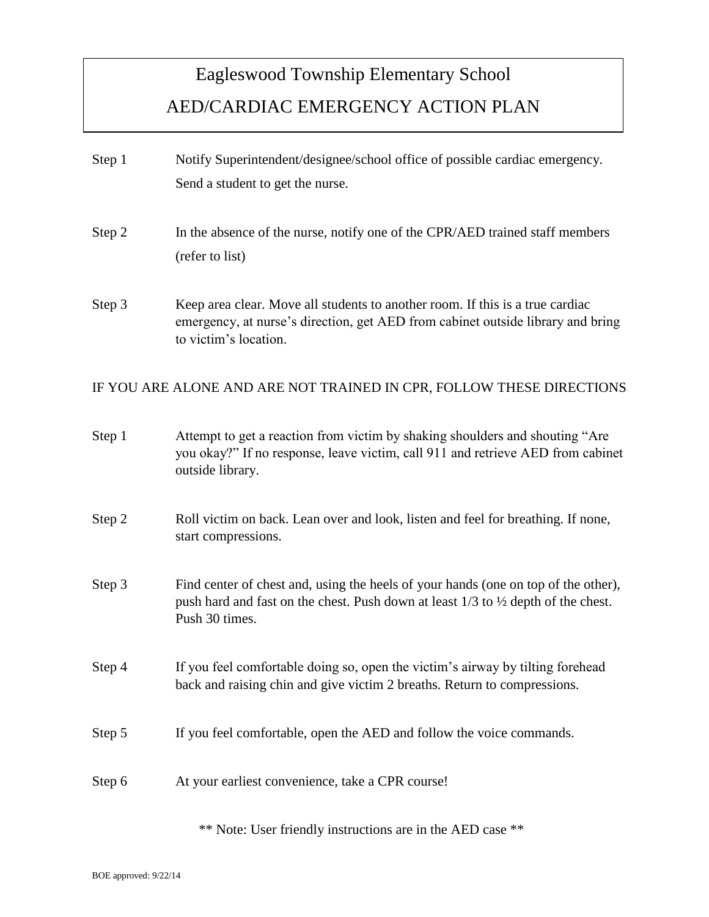# Eagleswood Township Elementary School

# AED/CARDIAC EMERGENCY ACTION PLAN

Step 1 Notify Superintendent/designee/school office of possible cardiac emergency. Send a student to get the nurse.

Step 2 In the absence of the nurse, notify one of the CPR/AED trained staff members (refer to list)

Step 3 Keep area clear. Move all students to another room. If this is a true cardiac emergency, at nurse's direction, get AED from cabinet outside library and bring to victim's location.

IF YOU ARE ALONE AND ARE NOT TRAINED IN CPR, FOLLOW THESE DIRECTIONS

Step 1 Attempt to get a reaction from victim by shaking shoulders and shouting "Are you okay?" If no response, leave victim, call 911 and retrieve AED from cabinet outside library.

Step 2 Roll victim on back. Lean over and look, listen and feel for breathing. If none, start compressions.

Step 3 Find center of chest and, using the heels of your hands (one on top of the other), push hard and fast on the chest. Push down at least 1/3 to ½ depth of the chest. Push 30 times.

Step 4 If you feel comfortable doing so, open the victim's airway by tilting forehead back and raising chin and give victim 2 breaths. Return to compressions.

Step 5 If you feel comfortable, open the AED and follow the voice commands.

Step 6 At your earliest convenience, take a CPR course!

** Note: User friendly instructions are in the AED case **

BOE approved: 9/22/14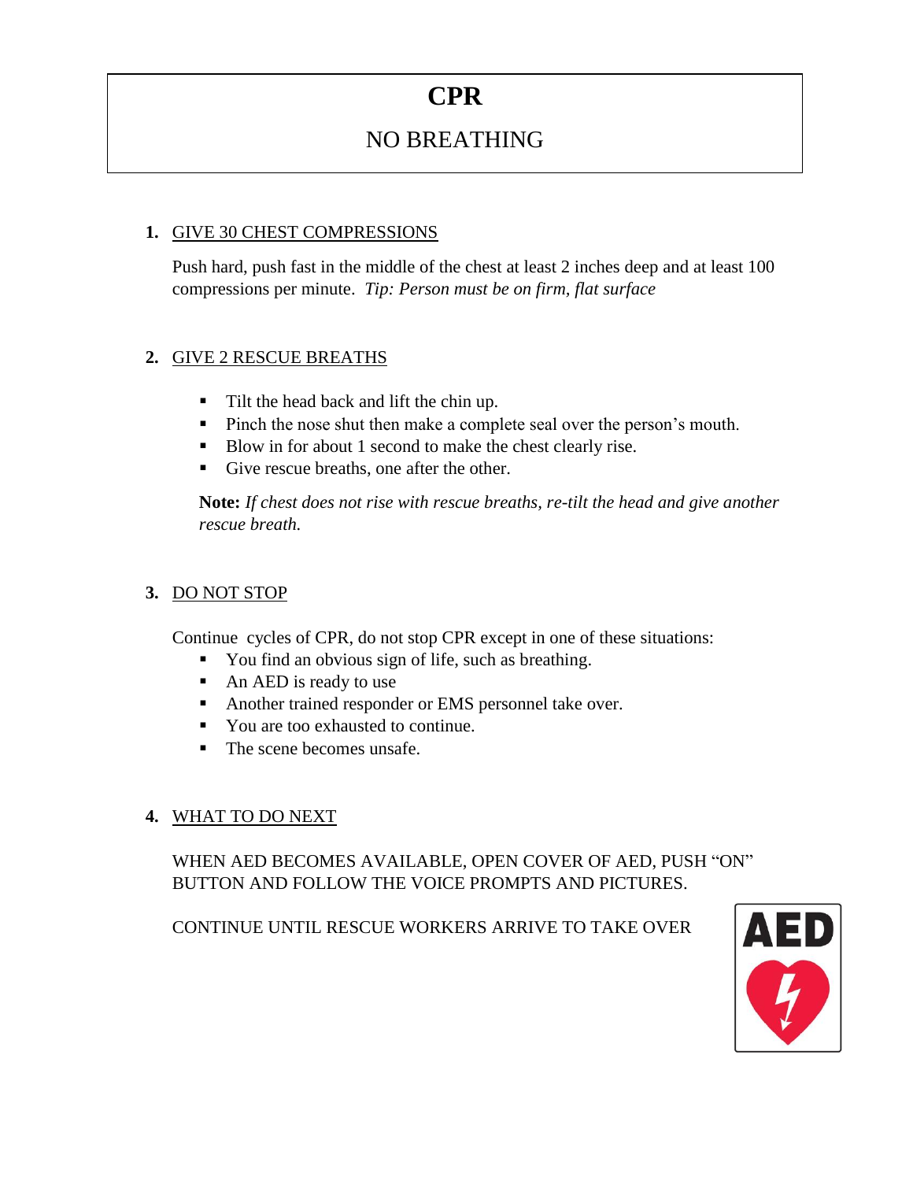# CPR

## NO BREATHING

1. GIVE 30 CHEST COMPRESSIONS

   Push hard, push fast in the middle of the chest at least 2 inches deep and at least 100 compressions per minute. *Tip: Person must be on firm, flat surface*

2. GIVE 2 RESCUE BREATHS

   - Tilt the head back and lift the chin up.
   - Pinch the nose shut then make a complete seal over the person's mouth.
   - Blow in for about 1 second to make the chest clearly rise.
   - Give rescue breaths, one after the other.

   **Note:** *If chest does not rise with rescue breaths, re-tilt the head and give another rescue breath.*

3. DO NOT STOP

   Continue cycles of CPR, do not stop CPR except in one of these situations:
   - You find an obvious sign of life, such as breathing.
   - An AED is ready to use
   - Another trained responder or EMS personnel take over.
   - You are too exhausted to continue.
   - The scene becomes unsafe.

4. WHAT TO DO NEXT

   WHEN AED BECOMES AVAILABLE, OPEN COVER OF AED, PUSH "ON" BUTTON AND FOLLOW THE VOICE PROMPTS AND PICTURES.

   CONTINUE UNTIL RESCUE WORKERS ARRIVE TO TAKE OVER

AED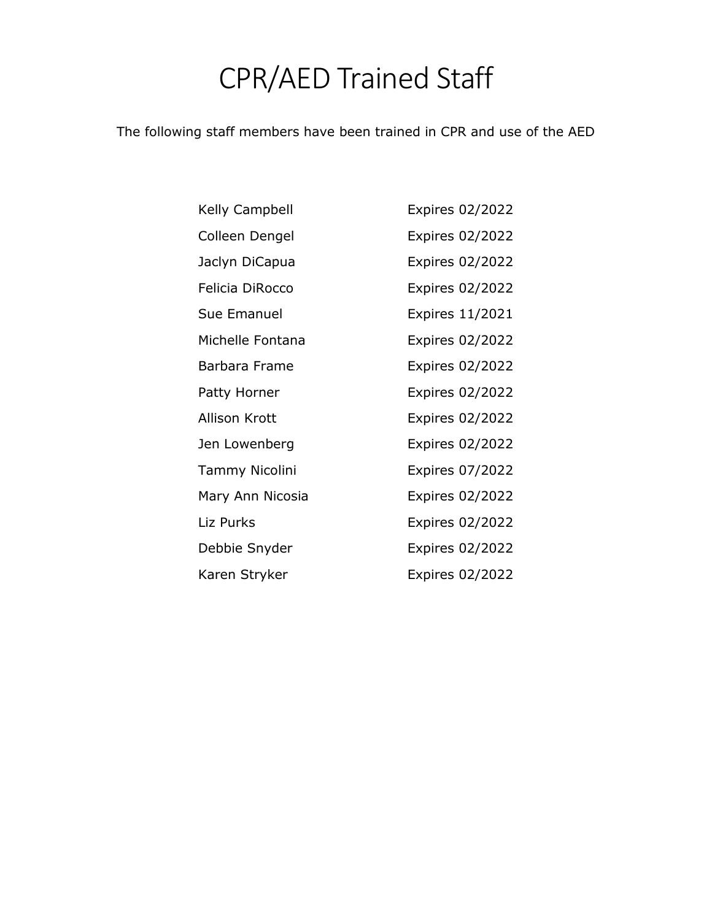# CPR/AED Trained Staff

The following staff members have been trained in CPR and use of the AED

| | |
|---|---|
| Kelly Campbell | Expires 02/2022 |
| Colleen Dengel | Expires 02/2022 |
| Jaclyn DiCapua | Expires 02/2022 |
| Felicia DiRocco | Expires 02/2022 |
| Sue Emanuel | Expires 11/2021 |
| Michelle Fontana | Expires 02/2022 |
| Barbara Frame | Expires 02/2022 |
| Patty Horner | Expires 02/2022 |
| Allison Krott | Expires 02/2022 |
| Jen Lowenberg | Expires 02/2022 |
| Tammy Nicolini | Expires 07/2022 |
| Mary Ann Nicosia | Expires 02/2022 |
| Liz Purks | Expires 02/2022 |
| Debbie Snyder | Expires 02/2022 |
| Karen Stryker | Expires 02/2022 |